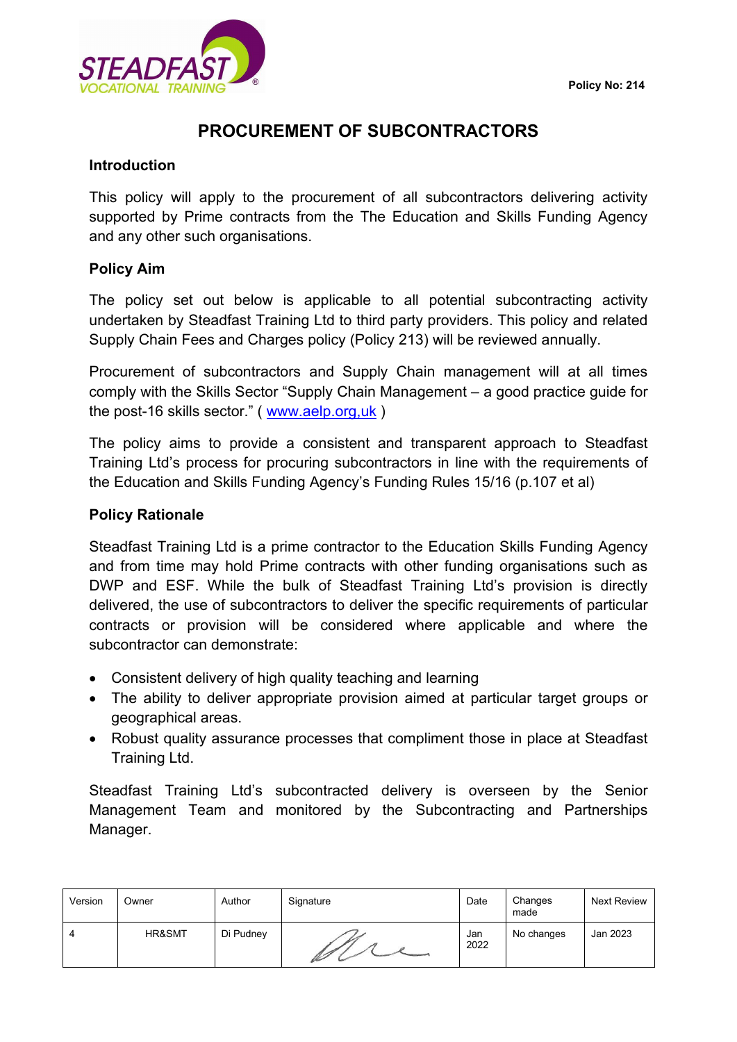Policy No: 214

# PROCUREMENT OF SUBCONTRACTORS

## Introduction

This policy will apply to the procurement of all subcontractors delivering activity supported by Prime contracts from the The Education and Skills Funding Agency and any other such organisations.

## Policy Aim

The policy set out below is applicable to all potential subcontracting activity undertaken by Steadfast Training Ltd to third party providers. This policy and related Supply Chain Fees and Charges policy (Policy 213) will be reviewed annually.

Procurement of subcontractors and Supply Chain management will at all times comply with the Skills Sector "Supply Chain Management – a good practice guide for the post-16 skills sector." ( www.aelp.org,uk )

The policy aims to provide a consistent and transparent approach to Steadfast Training Ltd's process for procuring subcontractors in line with the requirements of the Education and Skills Funding Agency's Funding Rules 15/16 (p.107 et al)

## Policy Rationale

Steadfast Training Ltd is a prime contractor to the Education Skills Funding Agency and from time may hold Prime contracts with other funding organisations such as DWP and ESF. While the bulk of Steadfast Training Ltd's provision is directly delivered, the use of subcontractors to deliver the specific requirements of particular contracts or provision will be considered where applicable and where the subcontractor can demonstrate:

- Consistent delivery of high quality teaching and learning
- The ability to deliver appropriate provision aimed at particular target groups or geographical areas.
- Robust quality assurance processes that compliment those in place at Steadfast Training Ltd.

Steadfast Training Ltd's subcontracted delivery is overseen by the Senior Management Team and monitored by the Subcontracting and Partnerships Manager.

| Version | Owner | Author | Signature | Date | Changes made | Next Review |
|---|---|---|---|---|---|---|
| 4 | HR&SMT | Di Pudney | | Jan 2022 | No changes | Jan 2023 |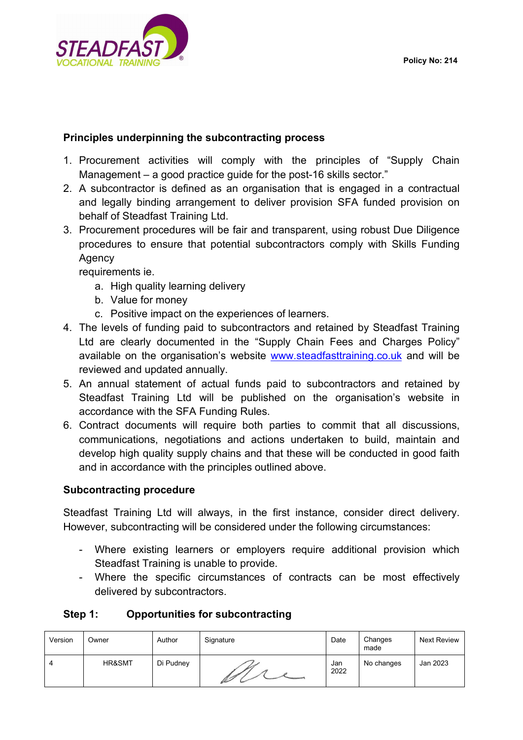## Principles underpinning the subcontracting process

1. Procurement activities will comply with the principles of “Supply Chain Management – a good practice guide for the post-16 skills sector.”
2. A subcontractor is defined as an organisation that is engaged in a contractual and legally binding arrangement to deliver provision SFA funded provision on behalf of Steadfast Training Ltd.
3. Procurement procedures will be fair and transparent, using robust Due Diligence procedures to ensure that potential subcontractors comply with Skills Funding Agency
   requirements ie.
   a. High quality learning delivery
   b. Value for money
   c. Positive impact on the experiences of learners.
4. The levels of funding paid to subcontractors and retained by Steadfast Training Ltd are clearly documented in the “Supply Chain Fees and Charges Policy” available on the organisation’s website [www.steadfasttraining.co.uk](http://www.steadfasttraining.co.uk) and will be reviewed and updated annually.
5. An annual statement of actual funds paid to subcontractors and retained by Steadfast Training Ltd will be published on the organisation’s website in accordance with the SFA Funding Rules.
6. Contract documents will require both parties to commit that all discussions, communications, negotiations and actions undertaken to build, maintain and develop high quality supply chains and that these will be conducted in good faith and in accordance with the principles outlined above.

## Subcontracting procedure

Steadfast Training Ltd will always, in the first instance, consider direct delivery. However, subcontracting will be considered under the following circumstances:

- Where existing learners or employers require additional provision which Steadfast Training is unable to provide.
- Where the specific circumstances of contracts can be most effectively delivered by subcontractors.

### Step 1: Opportunities for subcontracting

| Version | Owner | Author | Signature | Date | Changes made | Next Review |
|---|---|---|---|---|---|---|
| 4 | HR&SMT | Di Pudney | | Jan 2022 | No changes | Jan 2023 |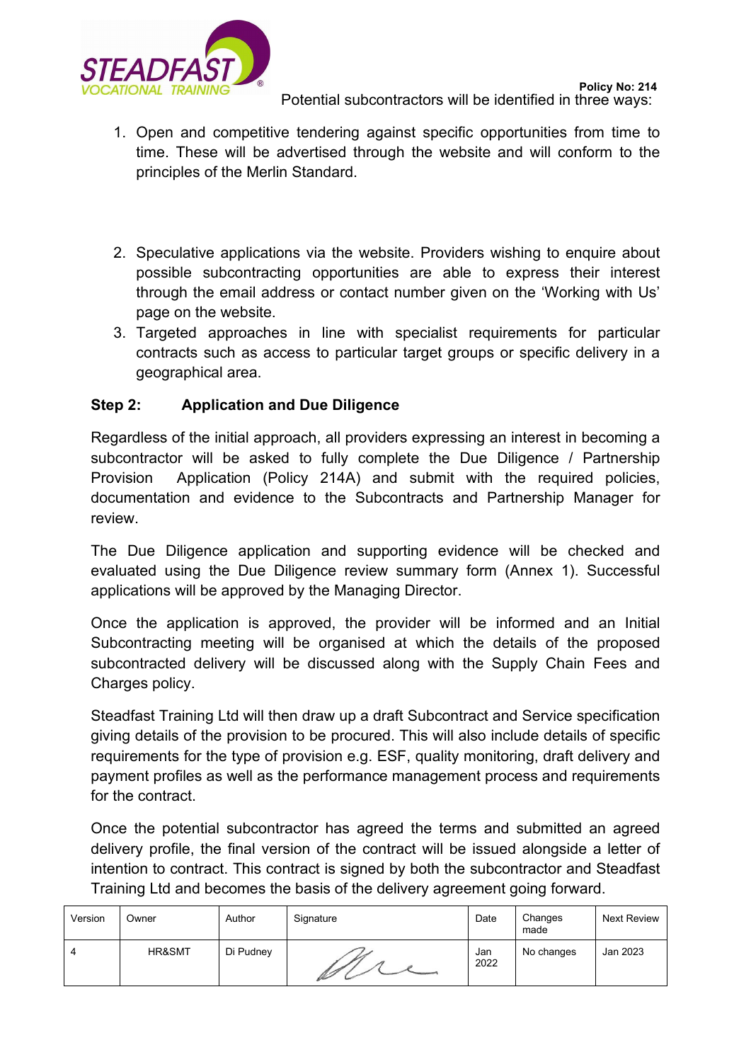Potential subcontractors will be identified in three ways:

1. Open and competitive tendering against specific opportunities from time to time. These will be advertised through the website and will conform to the principles of the Merlin Standard.
2. Speculative applications via the website. Providers wishing to enquire about possible subcontracting opportunities are able to express their interest through the email address or contact number given on the 'Working with Us' page on the website.
3. Targeted approaches in line with specialist requirements for particular contracts such as access to particular target groups or specific delivery in a geographical area.

**Step 2: Application and Due Diligence**

Regardless of the initial approach, all providers expressing an interest in becoming a subcontractor will be asked to fully complete the Due Diligence / Partnership Provision Application (Policy 214A) and submit with the required policies, documentation and evidence to the Subcontracts and Partnership Manager for review.

The Due Diligence application and supporting evidence will be checked and evaluated using the Due Diligence review summary form (Annex 1). Successful applications will be approved by the Managing Director.

Once the application is approved, the provider will be informed and an Initial Subcontracting meeting will be organised at which the details of the proposed subcontracted delivery will be discussed along with the Supply Chain Fees and Charges policy.

Steadfast Training Ltd will then draw up a draft Subcontract and Service specification giving details of the provision to be procured. This will also include details of specific requirements for the type of provision e.g. ESF, quality monitoring, draft delivery and payment profiles as well as the performance management process and requirements for the contract.

Once the potential subcontractor has agreed the terms and submitted an agreed delivery profile, the final version of the contract will be issued alongside a letter of intention to contract. This contract is signed by both the subcontractor and Steadfast Training Ltd and becomes the basis of the delivery agreement going forward.

| Version | Owner | Author | Signature | Date | Changes made | Next Review |
|---|---|---|---|---|---|---|
| 4 | HR&SMT | Di Pudney | | Jan 2022 | No changes | Jan 2023 |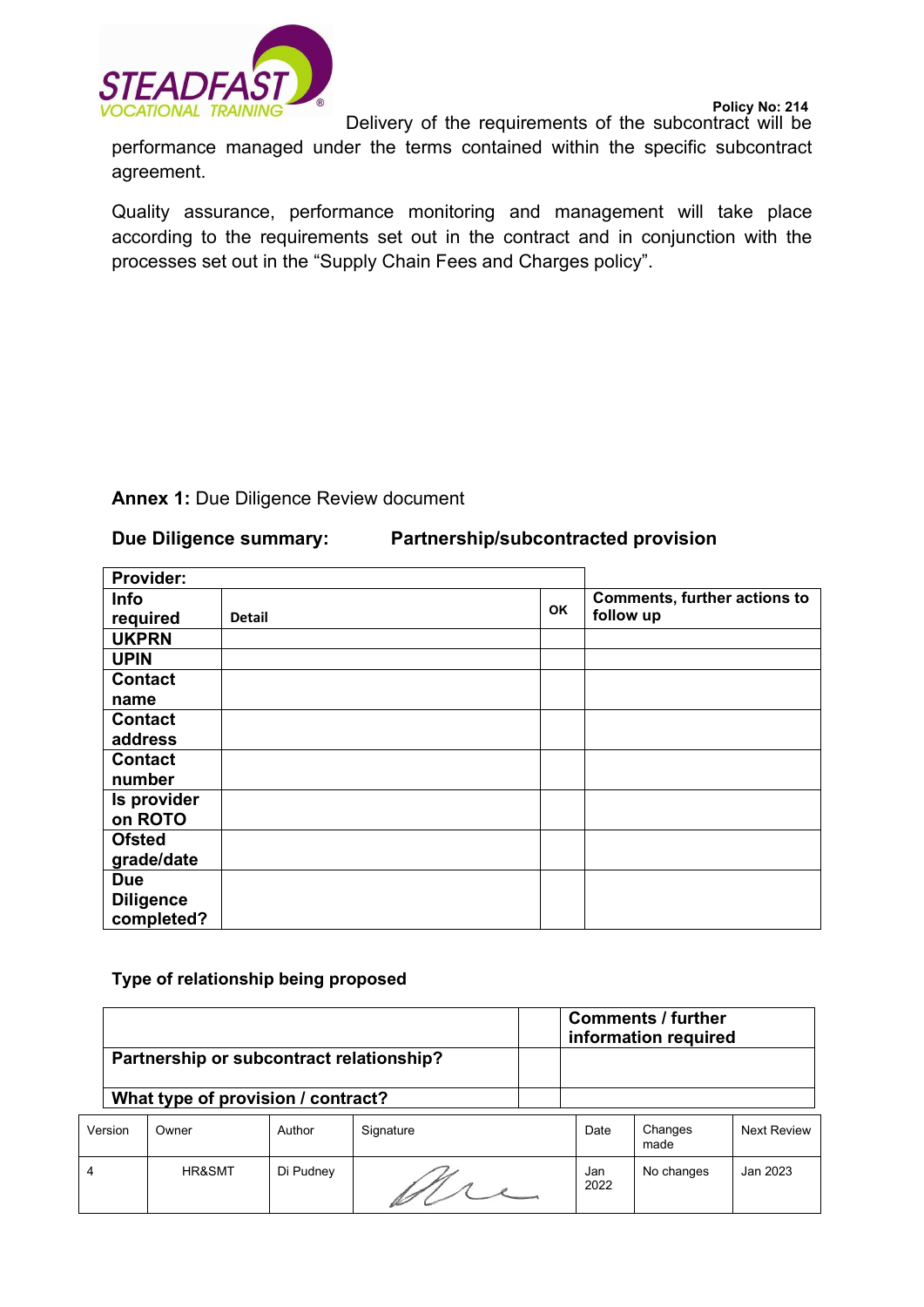Delivery of the requirements of the subcontract will be performance managed under the terms contained within the specific subcontract agreement.

Quality assurance, performance monitoring and management will take place according to the requirements set out in the contract and in conjunction with the processes set out in the “Supply Chain Fees and Charges policy”.

**Annex 1:** Due Diligence Review document

**Due Diligence summary:** **Partnership/subcontracted provision**

| **Provider:** | | | |
|---|---|---|---|
| **Info required** | **Detail** | **OK** | **Comments, further actions to follow up** |
| **UKPRN** | | | |
| **UPIN** | | | |
| **Contact name** | | | |
| **Contact address** | | | |
| **Contact number** | | | |
| **Is provider on ROTO** | | | |
| **Ofsted grade/date** | | | |
| **Due Diligence completed?** | | | |

**Type of relationship being proposed**

| | | **Comments / further information required** |
|---|---|---|
| **Partnership or subcontract relationship?** | | |
| **What type of provision / contract?** | | |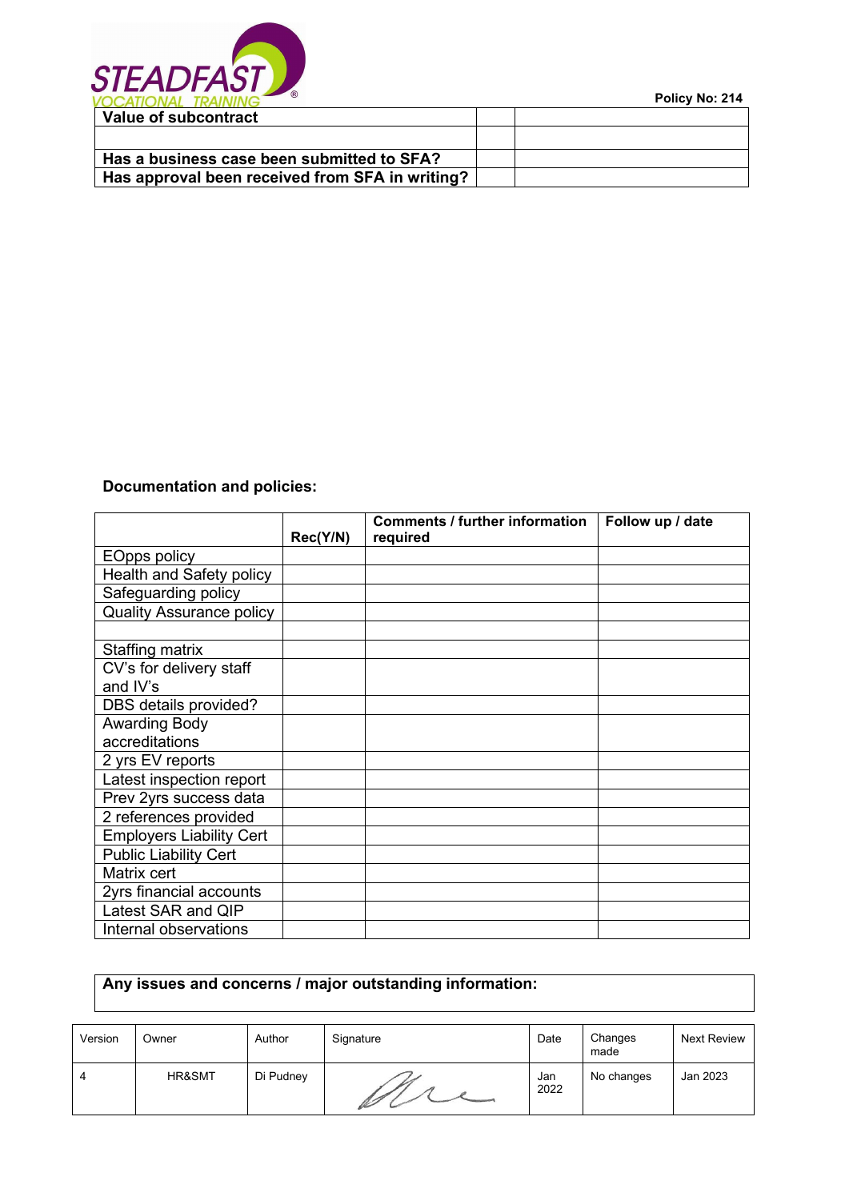| Value of subcontract | | |
| --- | --- | --- |
| | | |
| Has a business case been submitted to SFA? | | |
| Has approval been received from SFA in writing? | | |

**Documentation and policies:**

| | Rec(Y/N) | Comments / further information required | Follow up / date |
| --- | --- | --- | --- |
| EOpps policy | | | |
| Health and Safety policy | | | |
| Safeguarding policy | | | |
| Quality Assurance policy | | | |
| | | | |
| Staffing matrix | | | |
| CV's for delivery staff and IV's | | | |
| DBS details provided? | | | |
| Awarding Body accreditations | | | |
| 2 yrs EV reports | | | |
| Latest inspection report | | | |
| Prev 2yrs success data | | | |
| 2 references provided | | | |
| Employers Liability Cert | | | |
| Public Liability Cert | | | |
| Matrix cert | | | |
| 2yrs financial accounts | | | |
| Latest SAR and QIP | | | |
| Internal observations | | | |

| Any issues and concerns / major outstanding information: |
| --- |
| |

| Version | Owner | Author | Signature | Date | Changes made | Next Review |
| --- | --- | --- | --- | --- | --- | --- |
| 4 | HR&SMT | Di Pudney | | Jan 2022 | No changes | Jan 2023 |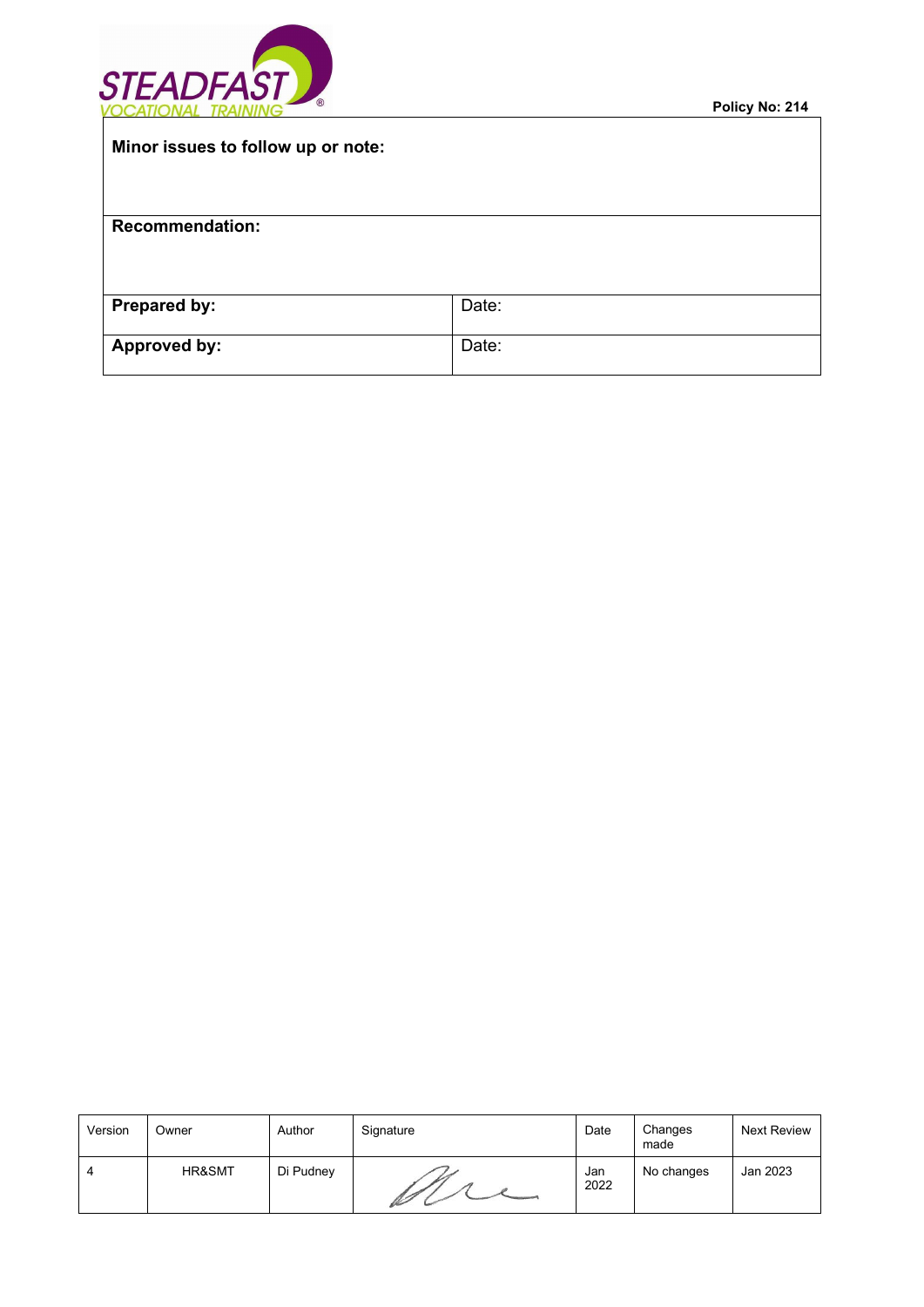| | |
|---|---|
| **Minor issues to follow up or note:** | |
| **Recommendation:** | |
| **Prepared by:** | Date: |
| **Approved by:** | Date: |

| Version | Owner | Author | Signature | Date | Changes made | Next Review |
|---|---|---|---|---|---|---|
| 4 | HR&SMT | Di Pudney | | Jan 2022 | No changes | Jan 2023 |